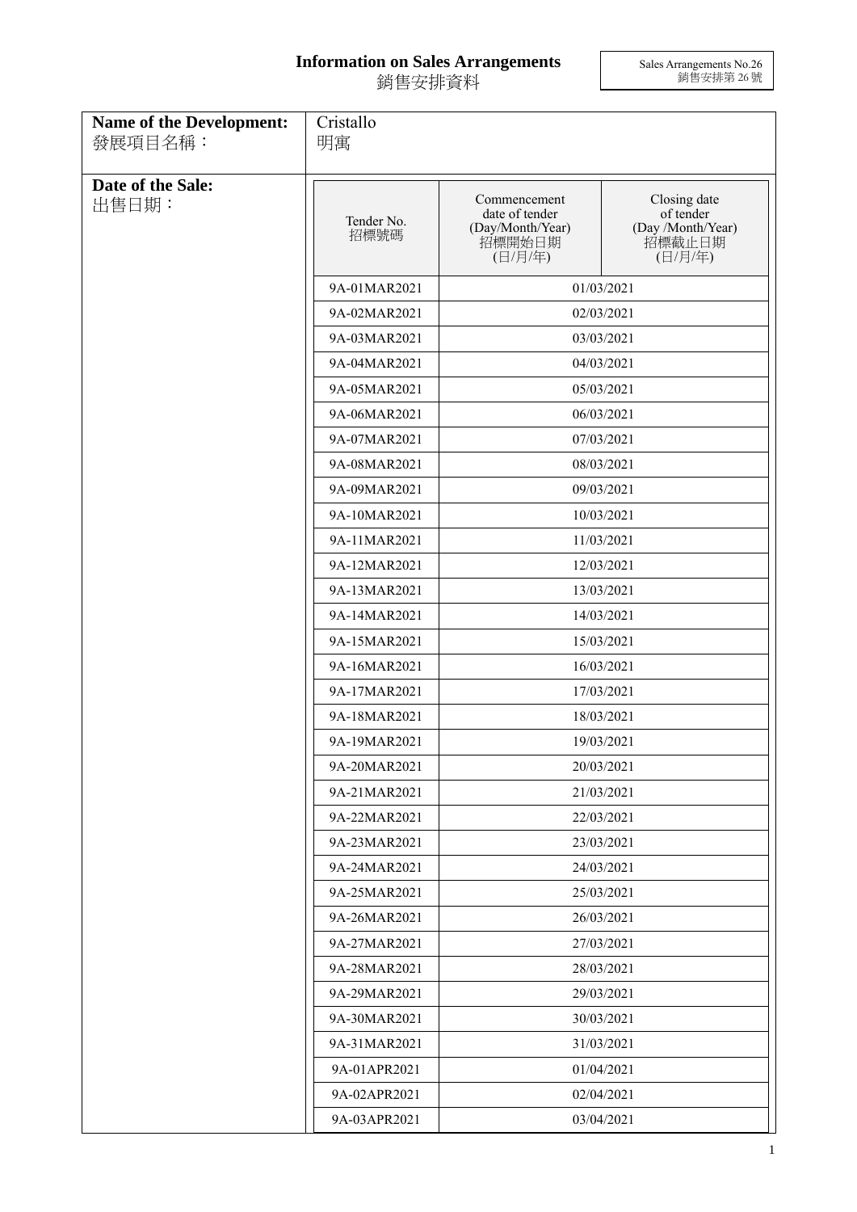# Information on Sales Arrangements
# 銷售安排資料

Sales Arrangements No.26
銷售安排第 26 號

| **Name of the Development:** 發展項目名稱： | Cristallo 明寓 | |
|---|---|---|
| **Date of the Sale:** 出售日期： | | |

| Tender No. 招標號碼 | Commencement date of tender (Day/Month/Year) 招標開始日期 (日/月/年) | Closing date of tender (Day /Month/Year) 招標截止日期 (日/月/年) |
|---|---|---|
| 9A-01MAR2021 | 01/03/2021 | |
| 9A-02MAR2021 | 02/03/2021 | |
| 9A-03MAR2021 | 03/03/2021 | |
| 9A-04MAR2021 | 04/03/2021 | |
| 9A-05MAR2021 | 05/03/2021 | |
| 9A-06MAR2021 | 06/03/2021 | |
| 9A-07MAR2021 | 07/03/2021 | |
| 9A-08MAR2021 | 08/03/2021 | |
| 9A-09MAR2021 | 09/03/2021 | |
| 9A-10MAR2021 | 10/03/2021 | |
| 9A-11MAR2021 | 11/03/2021 | |
| 9A-12MAR2021 | 12/03/2021 | |
| 9A-13MAR2021 | 13/03/2021 | |
| 9A-14MAR2021 | 14/03/2021 | |
| 9A-15MAR2021 | 15/03/2021 | |
| 9A-16MAR2021 | 16/03/2021 | |
| 9A-17MAR2021 | 17/03/2021 | |
| 9A-18MAR2021 | 18/03/2021 | |
| 9A-19MAR2021 | 19/03/2021 | |
| 9A-20MAR2021 | 20/03/2021 | |
| 9A-21MAR2021 | 21/03/2021 | |
| 9A-22MAR2021 | 22/03/2021 | |
| 9A-23MAR2021 | 23/03/2021 | |
| 9A-24MAR2021 | 24/03/2021 | |
| 9A-25MAR2021 | 25/03/2021 | |
| 9A-26MAR2021 | 26/03/2021 | |
| 9A-27MAR2021 | 27/03/2021 | |
| 9A-28MAR2021 | 28/03/2021 | |
| 9A-29MAR2021 | 29/03/2021 | |
| 9A-30MAR2021 | 30/03/2021 | |
| 9A-31MAR2021 | 31/03/2021 | |
| 9A-01APR2021 | 01/04/2021 | |
| 9A-02APR2021 | 02/04/2021 | |
| 9A-03APR2021 | 03/04/2021 | |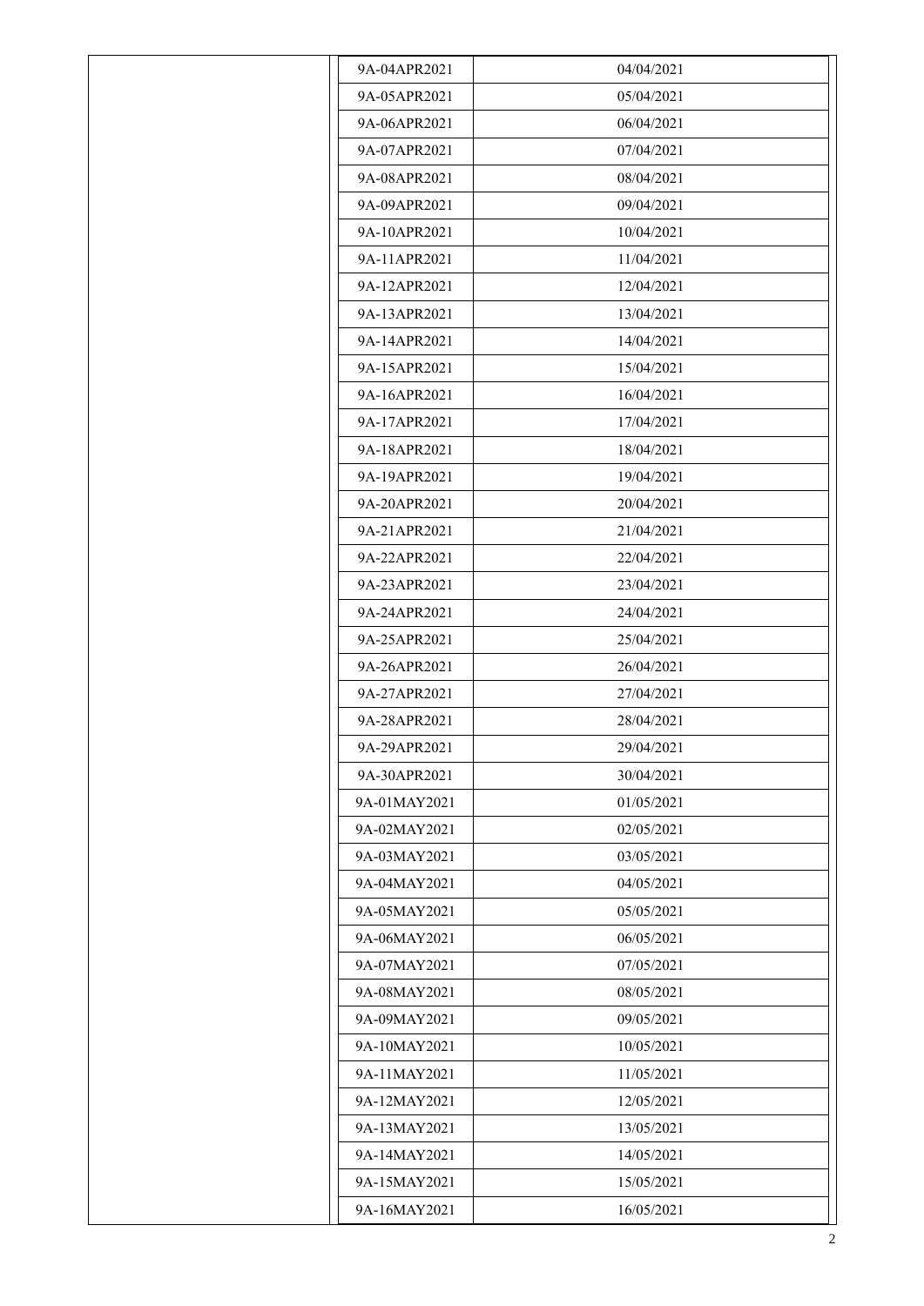| | | |
|---|---|---|
| | 9A-04APR2021 | 04/04/2021 |
| | 9A-05APR2021 | 05/04/2021 |
| | 9A-06APR2021 | 06/04/2021 |
| | 9A-07APR2021 | 07/04/2021 |
| | 9A-08APR2021 | 08/04/2021 |
| | 9A-09APR2021 | 09/04/2021 |
| | 9A-10APR2021 | 10/04/2021 |
| | 9A-11APR2021 | 11/04/2021 |
| | 9A-12APR2021 | 12/04/2021 |
| | 9A-13APR2021 | 13/04/2021 |
| | 9A-14APR2021 | 14/04/2021 |
| | 9A-15APR2021 | 15/04/2021 |
| | 9A-16APR2021 | 16/04/2021 |
| | 9A-17APR2021 | 17/04/2021 |
| | 9A-18APR2021 | 18/04/2021 |
| | 9A-19APR2021 | 19/04/2021 |
| | 9A-20APR2021 | 20/04/2021 |
| | 9A-21APR2021 | 21/04/2021 |
| | 9A-22APR2021 | 22/04/2021 |
| | 9A-23APR2021 | 23/04/2021 |
| | 9A-24APR2021 | 24/04/2021 |
| | 9A-25APR2021 | 25/04/2021 |
| | 9A-26APR2021 | 26/04/2021 |
| | 9A-27APR2021 | 27/04/2021 |
| | 9A-28APR2021 | 28/04/2021 |
| | 9A-29APR2021 | 29/04/2021 |
| | 9A-30APR2021 | 30/04/2021 |
| | 9A-01MAY2021 | 01/05/2021 |
| | 9A-02MAY2021 | 02/05/2021 |
| | 9A-03MAY2021 | 03/05/2021 |
| | 9A-04MAY2021 | 04/05/2021 |
| | 9A-05MAY2021 | 05/05/2021 |
| | 9A-06MAY2021 | 06/05/2021 |
| | 9A-07MAY2021 | 07/05/2021 |
| | 9A-08MAY2021 | 08/05/2021 |
| | 9A-09MAY2021 | 09/05/2021 |
| | 9A-10MAY2021 | 10/05/2021 |
| | 9A-11MAY2021 | 11/05/2021 |
| | 9A-12MAY2021 | 12/05/2021 |
| | 9A-13MAY2021 | 13/05/2021 |
| | 9A-14MAY2021 | 14/05/2021 |
| | 9A-15MAY2021 | 15/05/2021 |
| | 9A-16MAY2021 | 16/05/2021 |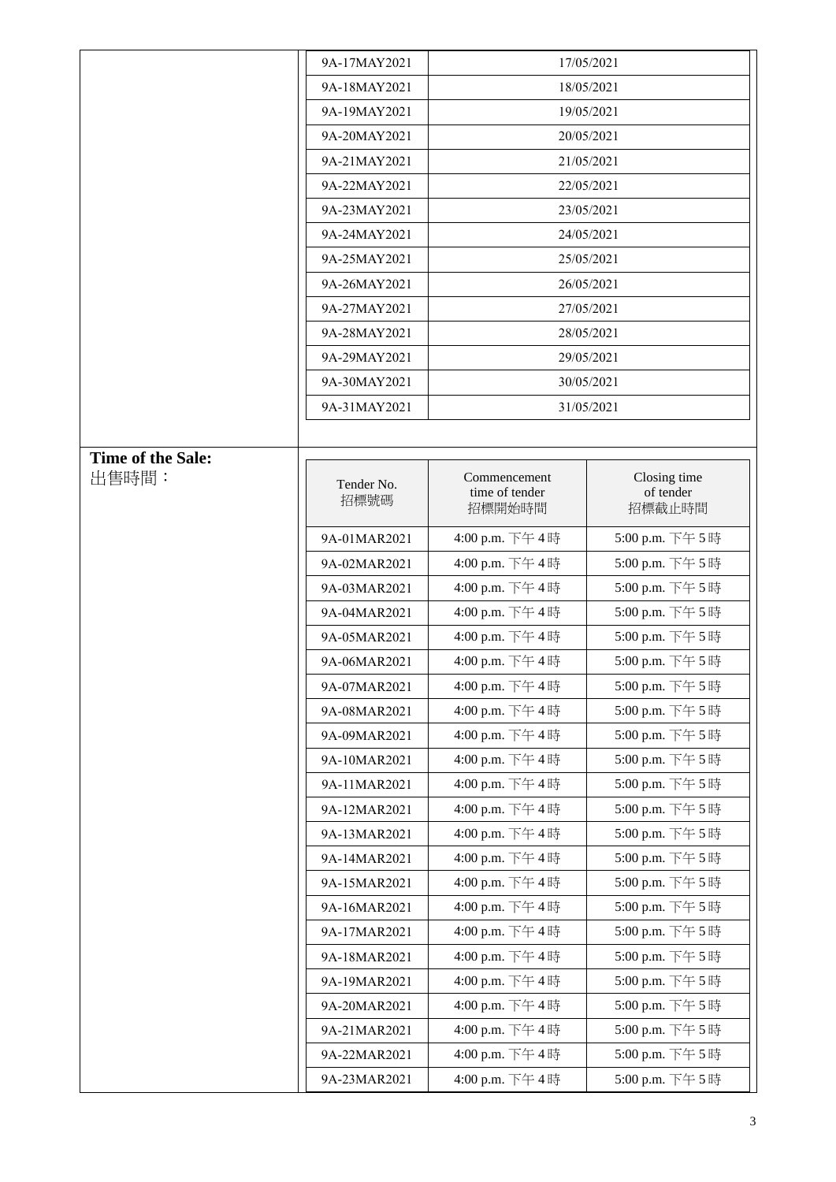| 9A-17MAY2021 | 17/05/2021 |
|---|---|
| 9A-18MAY2021 | 18/05/2021 |
| 9A-19MAY2021 | 19/05/2021 |
| 9A-20MAY2021 | 20/05/2021 |
| 9A-21MAY2021 | 21/05/2021 |
| 9A-22MAY2021 | 22/05/2021 |
| 9A-23MAY2021 | 23/05/2021 |
| 9A-24MAY2021 | 24/05/2021 |
| 9A-25MAY2021 | 25/05/2021 |
| 9A-26MAY2021 | 26/05/2021 |
| 9A-27MAY2021 | 27/05/2021 |
| 9A-28MAY2021 | 28/05/2021 |
| 9A-29MAY2021 | 29/05/2021 |
| 9A-30MAY2021 | 30/05/2021 |
| 9A-31MAY2021 | 31/05/2021 |

**Time of the Sale:**
出售時間：

| Tender No. 招標號碼 | Commencement time of tender 招標開始時間 | Closing time of tender 招標截止時間 |
|---|---|---|
| 9A-01MAR2021 | 4:00 p.m. 下午 4 時 | 5:00 p.m. 下午 5 時 |
| 9A-02MAR2021 | 4:00 p.m. 下午 4 時 | 5:00 p.m. 下午 5 時 |
| 9A-03MAR2021 | 4:00 p.m. 下午 4 時 | 5:00 p.m. 下午 5 時 |
| 9A-04MAR2021 | 4:00 p.m. 下午 4 時 | 5:00 p.m. 下午 5 時 |
| 9A-05MAR2021 | 4:00 p.m. 下午 4 時 | 5:00 p.m. 下午 5 時 |
| 9A-06MAR2021 | 4:00 p.m. 下午 4 時 | 5:00 p.m. 下午 5 時 |
| 9A-07MAR2021 | 4:00 p.m. 下午 4 時 | 5:00 p.m. 下午 5 時 |
| 9A-08MAR2021 | 4:00 p.m. 下午 4 時 | 5:00 p.m. 下午 5 時 |
| 9A-09MAR2021 | 4:00 p.m. 下午 4 時 | 5:00 p.m. 下午 5 時 |
| 9A-10MAR2021 | 4:00 p.m. 下午 4 時 | 5:00 p.m. 下午 5 時 |
| 9A-11MAR2021 | 4:00 p.m. 下午 4 時 | 5:00 p.m. 下午 5 時 |
| 9A-12MAR2021 | 4:00 p.m. 下午 4 時 | 5:00 p.m. 下午 5 時 |
| 9A-13MAR2021 | 4:00 p.m. 下午 4 時 | 5:00 p.m. 下午 5 時 |
| 9A-14MAR2021 | 4:00 p.m. 下午 4 時 | 5:00 p.m. 下午 5 時 |
| 9A-15MAR2021 | 4:00 p.m. 下午 4 時 | 5:00 p.m. 下午 5 時 |
| 9A-16MAR2021 | 4:00 p.m. 下午 4 時 | 5:00 p.m. 下午 5 時 |
| 9A-17MAR2021 | 4:00 p.m. 下午 4 時 | 5:00 p.m. 下午 5 時 |
| 9A-18MAR2021 | 4:00 p.m. 下午 4 時 | 5:00 p.m. 下午 5 時 |
| 9A-19MAR2021 | 4:00 p.m. 下午 4 時 | 5:00 p.m. 下午 5 時 |
| 9A-20MAR2021 | 4:00 p.m. 下午 4 時 | 5:00 p.m. 下午 5 時 |
| 9A-21MAR2021 | 4:00 p.m. 下午 4 時 | 5:00 p.m. 下午 5 時 |
| 9A-22MAR2021 | 4:00 p.m. 下午 4 時 | 5:00 p.m. 下午 5 時 |
| 9A-23MAR2021 | 4:00 p.m. 下午 4 時 | 5:00 p.m. 下午 5 時 |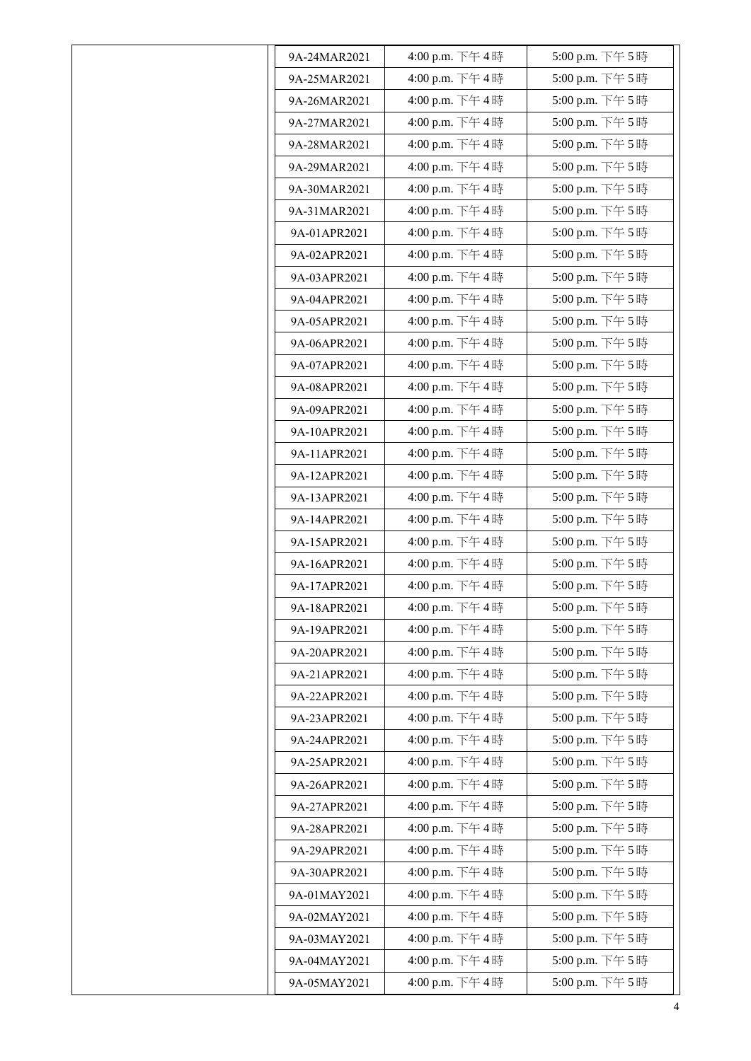| | | | |
|---|---|---|---|
| | 9A-24MAR2021 | 4:00 p.m. 下午 4 時 | 5:00 p.m. 下午 5 時 |
| | 9A-25MAR2021 | 4:00 p.m. 下午 4 時 | 5:00 p.m. 下午 5 時 |
| | 9A-26MAR2021 | 4:00 p.m. 下午 4 時 | 5:00 p.m. 下午 5 時 |
| | 9A-27MAR2021 | 4:00 p.m. 下午 4 時 | 5:00 p.m. 下午 5 時 |
| | 9A-28MAR2021 | 4:00 p.m. 下午 4 時 | 5:00 p.m. 下午 5 時 |
| | 9A-29MAR2021 | 4:00 p.m. 下午 4 時 | 5:00 p.m. 下午 5 時 |
| | 9A-30MAR2021 | 4:00 p.m. 下午 4 時 | 5:00 p.m. 下午 5 時 |
| | 9A-31MAR2021 | 4:00 p.m. 下午 4 時 | 5:00 p.m. 下午 5 時 |
| | 9A-01APR2021 | 4:00 p.m. 下午 4 時 | 5:00 p.m. 下午 5 時 |
| | 9A-02APR2021 | 4:00 p.m. 下午 4 時 | 5:00 p.m. 下午 5 時 |
| | 9A-03APR2021 | 4:00 p.m. 下午 4 時 | 5:00 p.m. 下午 5 時 |
| | 9A-04APR2021 | 4:00 p.m. 下午 4 時 | 5:00 p.m. 下午 5 時 |
| | 9A-05APR2021 | 4:00 p.m. 下午 4 時 | 5:00 p.m. 下午 5 時 |
| | 9A-06APR2021 | 4:00 p.m. 下午 4 時 | 5:00 p.m. 下午 5 時 |
| | 9A-07APR2021 | 4:00 p.m. 下午 4 時 | 5:00 p.m. 下午 5 時 |
| | 9A-08APR2021 | 4:00 p.m. 下午 4 時 | 5:00 p.m. 下午 5 時 |
| | 9A-09APR2021 | 4:00 p.m. 下午 4 時 | 5:00 p.m. 下午 5 時 |
| | 9A-10APR2021 | 4:00 p.m. 下午 4 時 | 5:00 p.m. 下午 5 時 |
| | 9A-11APR2021 | 4:00 p.m. 下午 4 時 | 5:00 p.m. 下午 5 時 |
| | 9A-12APR2021 | 4:00 p.m. 下午 4 時 | 5:00 p.m. 下午 5 時 |
| | 9A-13APR2021 | 4:00 p.m. 下午 4 時 | 5:00 p.m. 下午 5 時 |
| | 9A-14APR2021 | 4:00 p.m. 下午 4 時 | 5:00 p.m. 下午 5 時 |
| | 9A-15APR2021 | 4:00 p.m. 下午 4 時 | 5:00 p.m. 下午 5 時 |
| | 9A-16APR2021 | 4:00 p.m. 下午 4 時 | 5:00 p.m. 下午 5 時 |
| | 9A-17APR2021 | 4:00 p.m. 下午 4 時 | 5:00 p.m. 下午 5 時 |
| | 9A-18APR2021 | 4:00 p.m. 下午 4 時 | 5:00 p.m. 下午 5 時 |
| | 9A-19APR2021 | 4:00 p.m. 下午 4 時 | 5:00 p.m. 下午 5 時 |
| | 9A-20APR2021 | 4:00 p.m. 下午 4 時 | 5:00 p.m. 下午 5 時 |
| | 9A-21APR2021 | 4:00 p.m. 下午 4 時 | 5:00 p.m. 下午 5 時 |
| | 9A-22APR2021 | 4:00 p.m. 下午 4 時 | 5:00 p.m. 下午 5 時 |
| | 9A-23APR2021 | 4:00 p.m. 下午 4 時 | 5:00 p.m. 下午 5 時 |
| | 9A-24APR2021 | 4:00 p.m. 下午 4 時 | 5:00 p.m. 下午 5 時 |
| | 9A-25APR2021 | 4:00 p.m. 下午 4 時 | 5:00 p.m. 下午 5 時 |
| | 9A-26APR2021 | 4:00 p.m. 下午 4 時 | 5:00 p.m. 下午 5 時 |
| | 9A-27APR2021 | 4:00 p.m. 下午 4 時 | 5:00 p.m. 下午 5 時 |
| | 9A-28APR2021 | 4:00 p.m. 下午 4 時 | 5:00 p.m. 下午 5 時 |
| | 9A-29APR2021 | 4:00 p.m. 下午 4 時 | 5:00 p.m. 下午 5 時 |
| | 9A-30APR2021 | 4:00 p.m. 下午 4 時 | 5:00 p.m. 下午 5 時 |
| | 9A-01MAY2021 | 4:00 p.m. 下午 4 時 | 5:00 p.m. 下午 5 時 |
| | 9A-02MAY2021 | 4:00 p.m. 下午 4 時 | 5:00 p.m. 下午 5 時 |
| | 9A-03MAY2021 | 4:00 p.m. 下午 4 時 | 5:00 p.m. 下午 5 時 |
| | 9A-04MAY2021 | 4:00 p.m. 下午 4 時 | 5:00 p.m. 下午 5 時 |
| | 9A-05MAY2021 | 4:00 p.m. 下午 4 時 | 5:00 p.m. 下午 5 時 |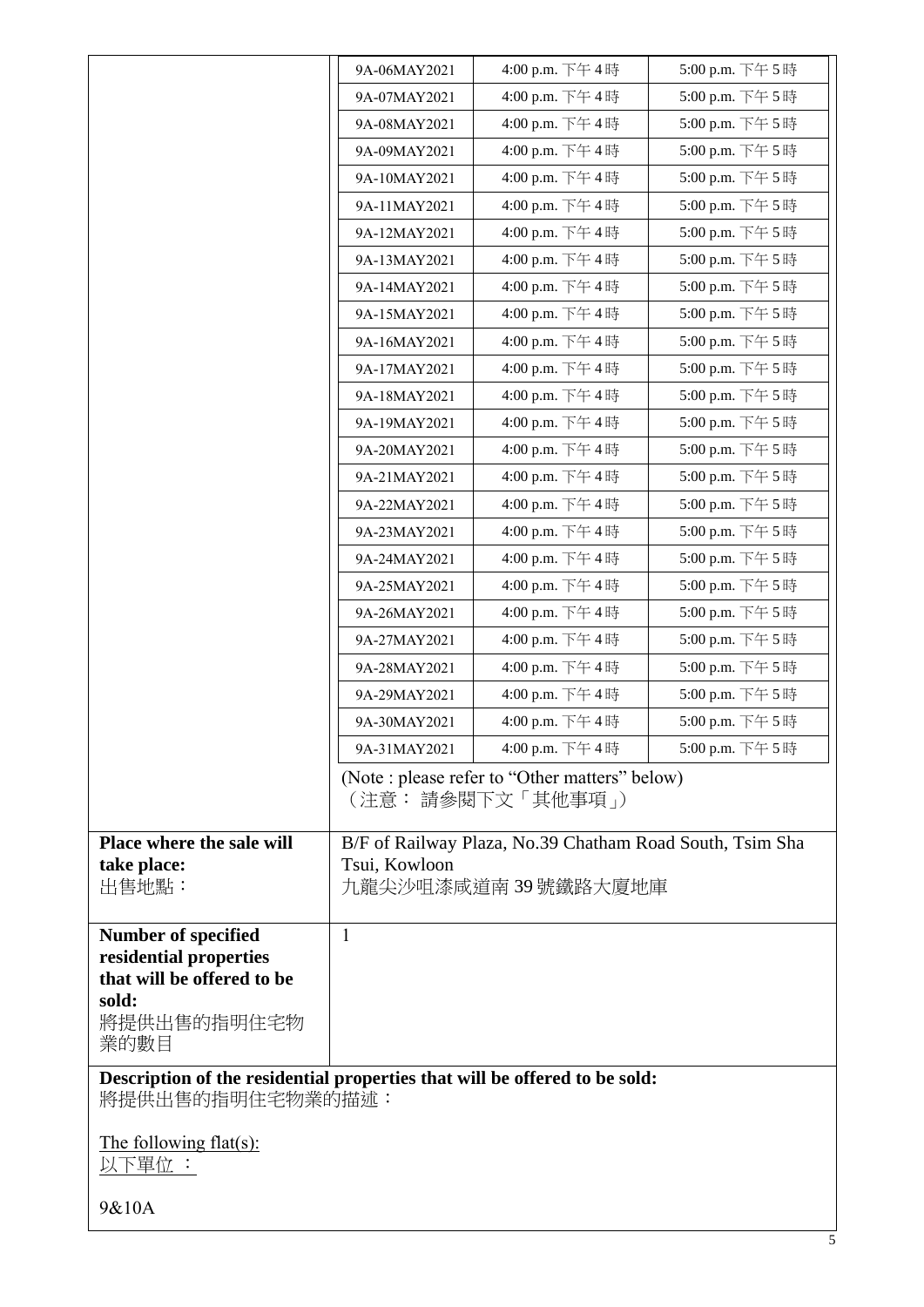| | | | |
|---|---|---|---|
| | 9A-06MAY2021 | 4:00 p.m. 下午 4 時 | 5:00 p.m. 下午 5 時 |
| | 9A-07MAY2021 | 4:00 p.m. 下午 4 時 | 5:00 p.m. 下午 5 時 |
| | 9A-08MAY2021 | 4:00 p.m. 下午 4 時 | 5:00 p.m. 下午 5 時 |
| | 9A-09MAY2021 | 4:00 p.m. 下午 4 時 | 5:00 p.m. 下午 5 時 |
| | 9A-10MAY2021 | 4:00 p.m. 下午 4 時 | 5:00 p.m. 下午 5 時 |
| | 9A-11MAY2021 | 4:00 p.m. 下午 4 時 | 5:00 p.m. 下午 5 時 |
| | 9A-12MAY2021 | 4:00 p.m. 下午 4 時 | 5:00 p.m. 下午 5 時 |
| | 9A-13MAY2021 | 4:00 p.m. 下午 4 時 | 5:00 p.m. 下午 5 時 |
| | 9A-14MAY2021 | 4:00 p.m. 下午 4 時 | 5:00 p.m. 下午 5 時 |
| | 9A-15MAY2021 | 4:00 p.m. 下午 4 時 | 5:00 p.m. 下午 5 時 |
| | 9A-16MAY2021 | 4:00 p.m. 下午 4 時 | 5:00 p.m. 下午 5 時 |
| | 9A-17MAY2021 | 4:00 p.m. 下午 4 時 | 5:00 p.m. 下午 5 時 |
| | 9A-18MAY2021 | 4:00 p.m. 下午 4 時 | 5:00 p.m. 下午 5 時 |
| | 9A-19MAY2021 | 4:00 p.m. 下午 4 時 | 5:00 p.m. 下午 5 時 |
| | 9A-20MAY2021 | 4:00 p.m. 下午 4 時 | 5:00 p.m. 下午 5 時 |
| | 9A-21MAY2021 | 4:00 p.m. 下午 4 時 | 5:00 p.m. 下午 5 時 |
| | 9A-22MAY2021 | 4:00 p.m. 下午 4 時 | 5:00 p.m. 下午 5 時 |
| | 9A-23MAY2021 | 4:00 p.m. 下午 4 時 | 5:00 p.m. 下午 5 時 |
| | 9A-24MAY2021 | 4:00 p.m. 下午 4 時 | 5:00 p.m. 下午 5 時 |
| | 9A-25MAY2021 | 4:00 p.m. 下午 4 時 | 5:00 p.m. 下午 5 時 |
| | 9A-26MAY2021 | 4:00 p.m. 下午 4 時 | 5:00 p.m. 下午 5 時 |
| | 9A-27MAY2021 | 4:00 p.m. 下午 4 時 | 5:00 p.m. 下午 5 時 |
| | 9A-28MAY2021 | 4:00 p.m. 下午 4 時 | 5:00 p.m. 下午 5 時 |
| | 9A-29MAY2021 | 4:00 p.m. 下午 4 時 | 5:00 p.m. 下午 5 時 |
| | 9A-30MAY2021 | 4:00 p.m. 下午 4 時 | 5:00 p.m. 下午 5 時 |
| | 9A-31MAY2021 | 4:00 p.m. 下午 4 時 | 5:00 p.m. 下午 5 時 |
| | (Note : please refer to "Other matters" below)<br>（注意： 請參閱下文「其他事項」） | | |
| **Place where the sale will take place:**<br>出售地點： | B/F of Railway Plaza, No.39 Chatham Road South, Tsim Sha Tsui, Kowloon<br>九龍尖沙咀漆咸道南 39 號鐵路大廈地庫 | | |
| **Number of specified residential properties that will be offered to be sold:**<br>將提供出售的指明住宅物業的數目 | 1 | | |

**Description of the residential properties that will be offered to be sold:**
將提供出售的指明住宅物業的描述：

The following flat(s):
以下單位 ：

9&10A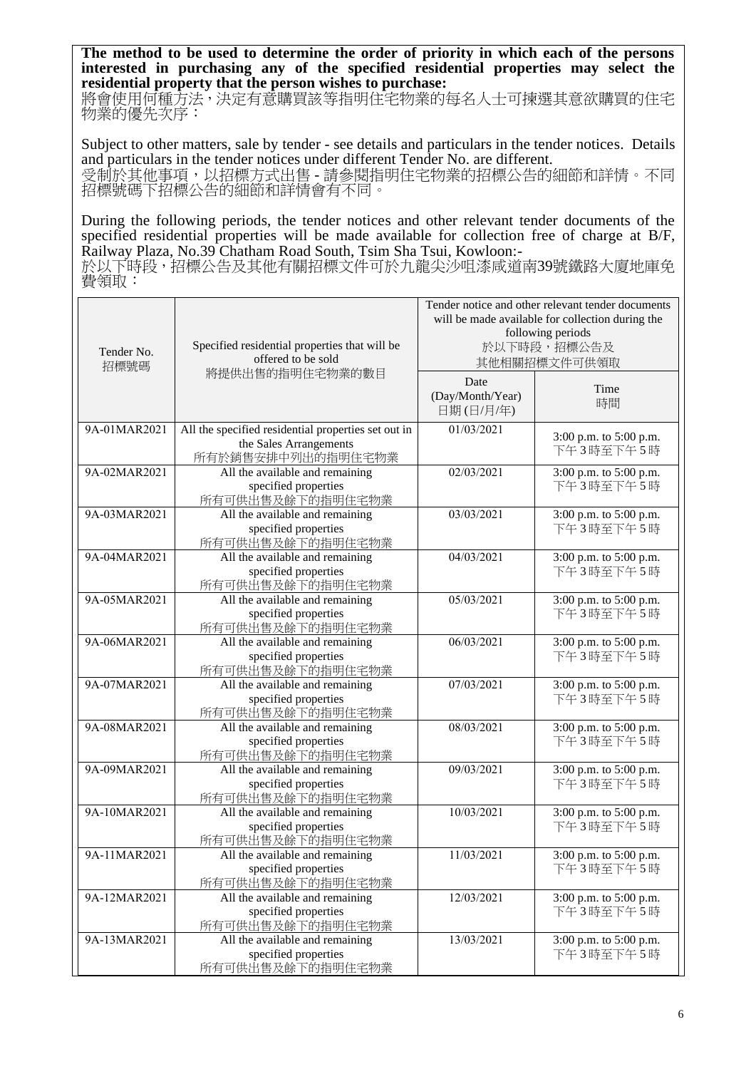**The method to be used to determine the order of priority in which each of the persons interested in purchasing any of the specified residential properties may select the residential property that the person wishes to purchase:**
將會使用何種方法，決定有意購買該等指明住宅物業的每名人士可揀選其意欲購買的住宅物業的優先次序：

Subject to other matters, sale by tender - see details and particulars in the tender notices. Details and particulars in the tender notices under different Tender No. are different.
受制於其他事項，以招標方式出售 - 請參閱指明住宅物業的招標公告的細節和詳情。不同招標號碼下招標公告的細節和詳情會有不同。

During the following periods, the tender notices and other relevant tender documents of the specified residential properties will be made available for collection free of charge at B/F, Railway Plaza, No.39 Chatham Road South, Tsim Sha Tsui, Kowloon:-
於以下時段，招標公告及其他有關招標文件可於九龍尖沙咀漆咸道南39號鐵路大廈地庫免費領取：

| Tender No. 招標號碼 | Specified residential properties that will be offered to be sold 將提供出售的指明住宅物業的數目 | Tender notice and other relevant tender documents will be made available for collection during the following periods 於以下時段，招標公告及其他相關招標文件可供領取 | |
|---|---|---|---|
| | | Date (Day/Month/Year) 日期 (日/月/年) | Time 時間 |
| 9A-01MAR2021 | All the specified residential properties set out in the Sales Arrangements 所有於銷售安排中列出的指明住宅物業 | 01/03/2021 | 3:00 p.m. to 5:00 p.m. 下午3時至下午5時 |
| 9A-02MAR2021 | All the available and remaining specified properties 所有可供出售及餘下的指明住宅物業 | 02/03/2021 | 3:00 p.m. to 5:00 p.m. 下午3時至下午5時 |
| 9A-03MAR2021 | All the available and remaining specified properties 所有可供出售及餘下的指明住宅物業 | 03/03/2021 | 3:00 p.m. to 5:00 p.m. 下午3時至下午5時 |
| 9A-04MAR2021 | All the available and remaining specified properties 所有可供出售及餘下的指明住宅物業 | 04/03/2021 | 3:00 p.m. to 5:00 p.m. 下午3時至下午5時 |
| 9A-05MAR2021 | All the available and remaining specified properties 所有可供出售及餘下的指明住宅物業 | 05/03/2021 | 3:00 p.m. to 5:00 p.m. 下午3時至下午5時 |
| 9A-06MAR2021 | All the available and remaining specified properties 所有可供出售及餘下的指明住宅物業 | 06/03/2021 | 3:00 p.m. to 5:00 p.m. 下午3時至下午5時 |
| 9A-07MAR2021 | All the available and remaining specified properties 所有可供出售及餘下的指明住宅物業 | 07/03/2021 | 3:00 p.m. to 5:00 p.m. 下午3時至下午5時 |
| 9A-08MAR2021 | All the available and remaining specified properties 所有可供出售及餘下的指明住宅物業 | 08/03/2021 | 3:00 p.m. to 5:00 p.m. 下午3時至下午5時 |
| 9A-09MAR2021 | All the available and remaining specified properties 所有可供出售及餘下的指明住宅物業 | 09/03/2021 | 3:00 p.m. to 5:00 p.m. 下午3時至下午5時 |
| 9A-10MAR2021 | All the available and remaining specified properties 所有可供出售及餘下的指明住宅物業 | 10/03/2021 | 3:00 p.m. to 5:00 p.m. 下午3時至下午5時 |
| 9A-11MAR2021 | All the available and remaining specified properties 所有可供出售及餘下的指明住宅物業 | 11/03/2021 | 3:00 p.m. to 5:00 p.m. 下午3時至下午5時 |
| 9A-12MAR2021 | All the available and remaining specified properties 所有可供出售及餘下的指明住宅物業 | 12/03/2021 | 3:00 p.m. to 5:00 p.m. 下午3時至下午5時 |
| 9A-13MAR2021 | All the available and remaining specified properties 所有可供出售及餘下的指明住宅物業 | 13/03/2021 | 3:00 p.m. to 5:00 p.m. 下午3時至下午5時 |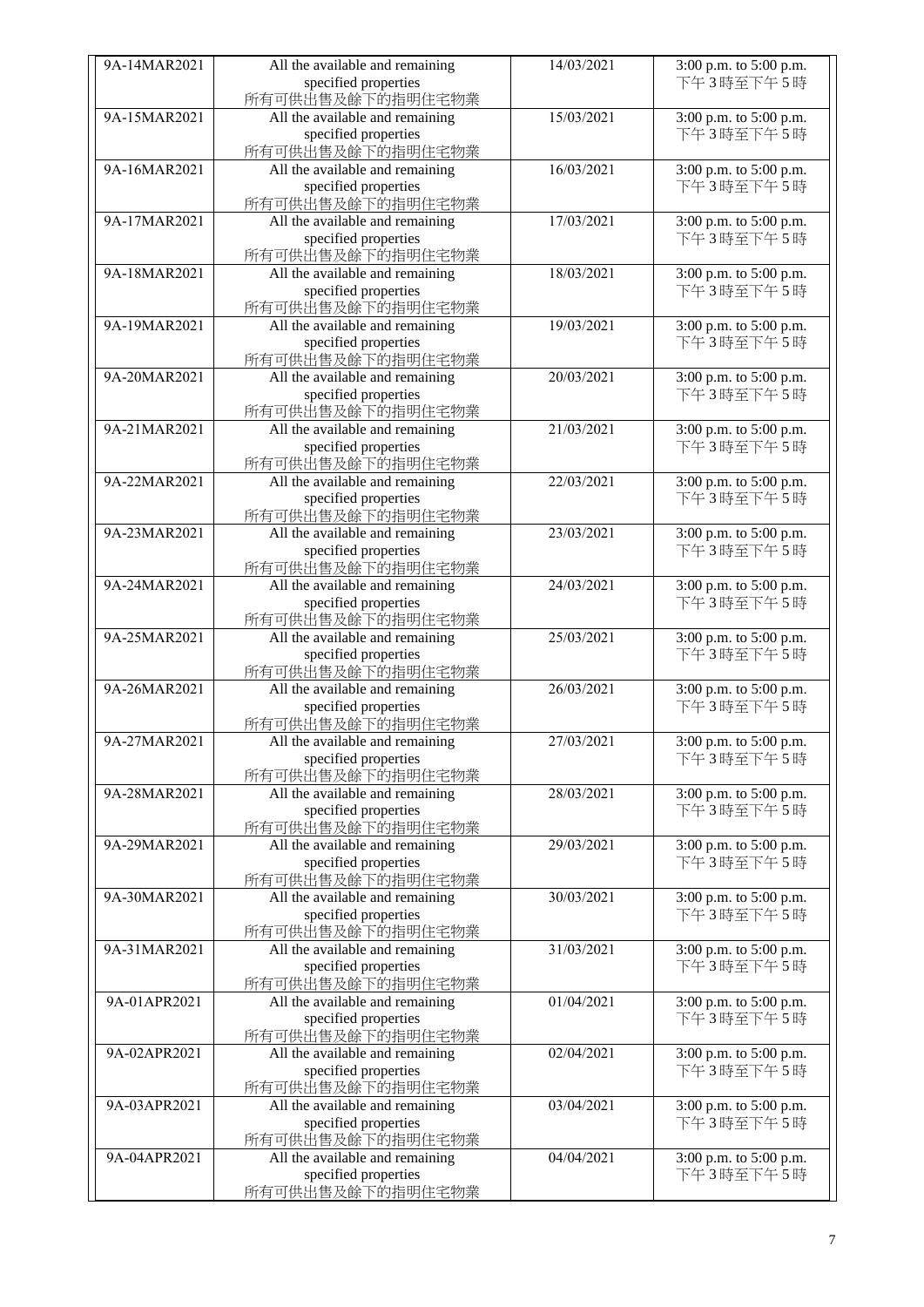| 9A-14MAR2021 | All the available and remaining specified properties 所有可供出售及餘下的指明住宅物業 | 14/03/2021 | 3:00 p.m. to 5:00 p.m. 下午 3 時至下午 5 時 |
|---|---|---|---|
| 9A-15MAR2021 | All the available and remaining specified properties 所有可供出售及餘下的指明住宅物業 | 15/03/2021 | 3:00 p.m. to 5:00 p.m. 下午 3 時至下午 5 時 |
| 9A-16MAR2021 | All the available and remaining specified properties 所有可供出售及餘下的指明住宅物業 | 16/03/2021 | 3:00 p.m. to 5:00 p.m. 下午 3 時至下午 5 時 |
| 9A-17MAR2021 | All the available and remaining specified properties 所有可供出售及餘下的指明住宅物業 | 17/03/2021 | 3:00 p.m. to 5:00 p.m. 下午 3 時至下午 5 時 |
| 9A-18MAR2021 | All the available and remaining specified properties 所有可供出售及餘下的指明住宅物業 | 18/03/2021 | 3:00 p.m. to 5:00 p.m. 下午 3 時至下午 5 時 |
| 9A-19MAR2021 | All the available and remaining specified properties 所有可供出售及餘下的指明住宅物業 | 19/03/2021 | 3:00 p.m. to 5:00 p.m. 下午 3 時至下午 5 時 |
| 9A-20MAR2021 | All the available and remaining specified properties 所有可供出售及餘下的指明住宅物業 | 20/03/2021 | 3:00 p.m. to 5:00 p.m. 下午 3 時至下午 5 時 |
| 9A-21MAR2021 | All the available and remaining specified properties 所有可供出售及餘下的指明住宅物業 | 21/03/2021 | 3:00 p.m. to 5:00 p.m. 下午 3 時至下午 5 時 |
| 9A-22MAR2021 | All the available and remaining specified properties 所有可供出售及餘下的指明住宅物業 | 22/03/2021 | 3:00 p.m. to 5:00 p.m. 下午 3 時至下午 5 時 |
| 9A-23MAR2021 | All the available and remaining specified properties 所有可供出售及餘下的指明住宅物業 | 23/03/2021 | 3:00 p.m. to 5:00 p.m. 下午 3 時至下午 5 時 |
| 9A-24MAR2021 | All the available and remaining specified properties 所有可供出售及餘下的指明住宅物業 | 24/03/2021 | 3:00 p.m. to 5:00 p.m. 下午 3 時至下午 5 時 |
| 9A-25MAR2021 | All the available and remaining specified properties 所有可供出售及餘下的指明住宅物業 | 25/03/2021 | 3:00 p.m. to 5:00 p.m. 下午 3 時至下午 5 時 |
| 9A-26MAR2021 | All the available and remaining specified properties 所有可供出售及餘下的指明住宅物業 | 26/03/2021 | 3:00 p.m. to 5:00 p.m. 下午 3 時至下午 5 時 |
| 9A-27MAR2021 | All the available and remaining specified properties 所有可供出售及餘下的指明住宅物業 | 27/03/2021 | 3:00 p.m. to 5:00 p.m. 下午 3 時至下午 5 時 |
| 9A-28MAR2021 | All the available and remaining specified properties 所有可供出售及餘下的指明住宅物業 | 28/03/2021 | 3:00 p.m. to 5:00 p.m. 下午 3 時至下午 5 時 |
| 9A-29MAR2021 | All the available and remaining specified properties 所有可供出售及餘下的指明住宅物業 | 29/03/2021 | 3:00 p.m. to 5:00 p.m. 下午 3 時至下午 5 時 |
| 9A-30MAR2021 | All the available and remaining specified properties 所有可供出售及餘下的指明住宅物業 | 30/03/2021 | 3:00 p.m. to 5:00 p.m. 下午 3 時至下午 5 時 |
| 9A-31MAR2021 | All the available and remaining specified properties 所有可供出售及餘下的指明住宅物業 | 31/03/2021 | 3:00 p.m. to 5:00 p.m. 下午 3 時至下午 5 時 |
| 9A-01APR2021 | All the available and remaining specified properties 所有可供出售及餘下的指明住宅物業 | 01/04/2021 | 3:00 p.m. to 5:00 p.m. 下午 3 時至下午 5 時 |
| 9A-02APR2021 | All the available and remaining specified properties 所有可供出售及餘下的指明住宅物業 | 02/04/2021 | 3:00 p.m. to 5:00 p.m. 下午 3 時至下午 5 時 |
| 9A-03APR2021 | All the available and remaining specified properties 所有可供出售及餘下的指明住宅物業 | 03/04/2021 | 3:00 p.m. to 5:00 p.m. 下午 3 時至下午 5 時 |
| 9A-04APR2021 | All the available and remaining specified properties 所有可供出售及餘下的指明住宅物業 | 04/04/2021 | 3:00 p.m. to 5:00 p.m. 下午 3 時至下午 5 時 |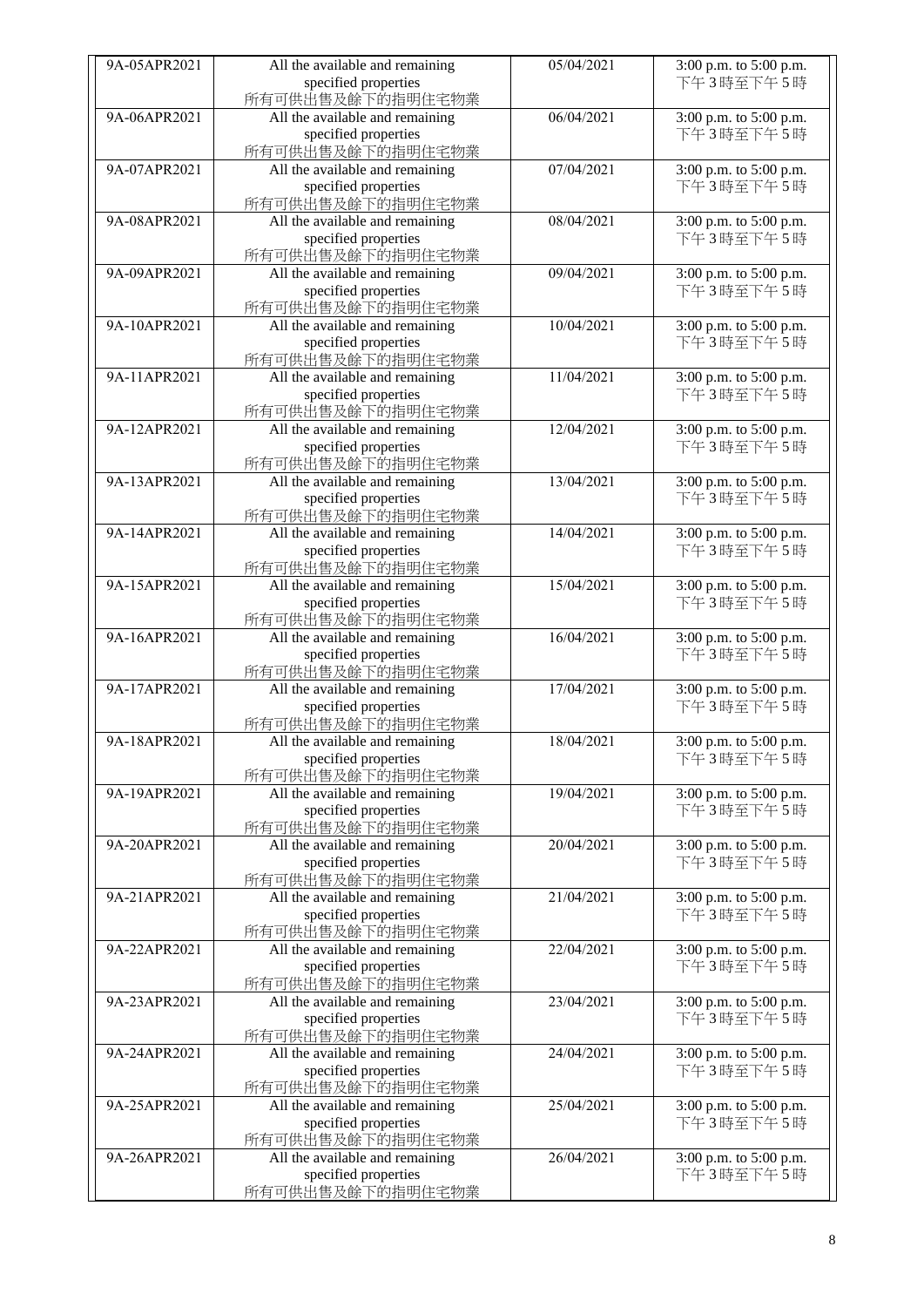| 9A-05APR2021 | All the available and remaining specified properties 所有可供出售及餘下的指明住宅物業 | 05/04/2021 | 3:00 p.m. to 5:00 p.m. 下午3時至下午5時 |
|---|---|---|---|
| 9A-06APR2021 | All the available and remaining specified properties 所有可供出售及餘下的指明住宅物業 | 06/04/2021 | 3:00 p.m. to 5:00 p.m. 下午3時至下午5時 |
| 9A-07APR2021 | All the available and remaining specified properties 所有可供出售及餘下的指明住宅物業 | 07/04/2021 | 3:00 p.m. to 5:00 p.m. 下午3時至下午5時 |
| 9A-08APR2021 | All the available and remaining specified properties 所有可供出售及餘下的指明住宅物業 | 08/04/2021 | 3:00 p.m. to 5:00 p.m. 下午3時至下午5時 |
| 9A-09APR2021 | All the available and remaining specified properties 所有可供出售及餘下的指明住宅物業 | 09/04/2021 | 3:00 p.m. to 5:00 p.m. 下午3時至下午5時 |
| 9A-10APR2021 | All the available and remaining specified properties 所有可供出售及餘下的指明住宅物業 | 10/04/2021 | 3:00 p.m. to 5:00 p.m. 下午3時至下午5時 |
| 9A-11APR2021 | All the available and remaining specified properties 所有可供出售及餘下的指明住宅物業 | 11/04/2021 | 3:00 p.m. to 5:00 p.m. 下午3時至下午5時 |
| 9A-12APR2021 | All the available and remaining specified properties 所有可供出售及餘下的指明住宅物業 | 12/04/2021 | 3:00 p.m. to 5:00 p.m. 下午3時至下午5時 |
| 9A-13APR2021 | All the available and remaining specified properties 所有可供出售及餘下的指明住宅物業 | 13/04/2021 | 3:00 p.m. to 5:00 p.m. 下午3時至下午5時 |
| 9A-14APR2021 | All the available and remaining specified properties 所有可供出售及餘下的指明住宅物業 | 14/04/2021 | 3:00 p.m. to 5:00 p.m. 下午3時至下午5時 |
| 9A-15APR2021 | All the available and remaining specified properties 所有可供出售及餘下的指明住宅物業 | 15/04/2021 | 3:00 p.m. to 5:00 p.m. 下午3時至下午5時 |
| 9A-16APR2021 | All the available and remaining specified properties 所有可供出售及餘下的指明住宅物業 | 16/04/2021 | 3:00 p.m. to 5:00 p.m. 下午3時至下午5時 |
| 9A-17APR2021 | All the available and remaining specified properties 所有可供出售及餘下的指明住宅物業 | 17/04/2021 | 3:00 p.m. to 5:00 p.m. 下午3時至下午5時 |
| 9A-18APR2021 | All the available and remaining specified properties 所有可供出售及餘下的指明住宅物業 | 18/04/2021 | 3:00 p.m. to 5:00 p.m. 下午3時至下午5時 |
| 9A-19APR2021 | All the available and remaining specified properties 所有可供出售及餘下的指明住宅物業 | 19/04/2021 | 3:00 p.m. to 5:00 p.m. 下午3時至下午5時 |
| 9A-20APR2021 | All the available and remaining specified properties 所有可供出售及餘下的指明住宅物業 | 20/04/2021 | 3:00 p.m. to 5:00 p.m. 下午3時至下午5時 |
| 9A-21APR2021 | All the available and remaining specified properties 所有可供出售及餘下的指明住宅物業 | 21/04/2021 | 3:00 p.m. to 5:00 p.m. 下午3時至下午5時 |
| 9A-22APR2021 | All the available and remaining specified properties 所有可供出售及餘下的指明住宅物業 | 22/04/2021 | 3:00 p.m. to 5:00 p.m. 下午3時至下午5時 |
| 9A-23APR2021 | All the available and remaining specified properties 所有可供出售及餘下的指明住宅物業 | 23/04/2021 | 3:00 p.m. to 5:00 p.m. 下午3時至下午5時 |
| 9A-24APR2021 | All the available and remaining specified properties 所有可供出售及餘下的指明住宅物業 | 24/04/2021 | 3:00 p.m. to 5:00 p.m. 下午3時至下午5時 |
| 9A-25APR2021 | All the available and remaining specified properties 所有可供出售及餘下的指明住宅物業 | 25/04/2021 | 3:00 p.m. to 5:00 p.m. 下午3時至下午5時 |
| 9A-26APR2021 | All the available and remaining specified properties 所有可供出售及餘下的指明住宅物業 | 26/04/2021 | 3:00 p.m. to 5:00 p.m. 下午3時至下午5時 |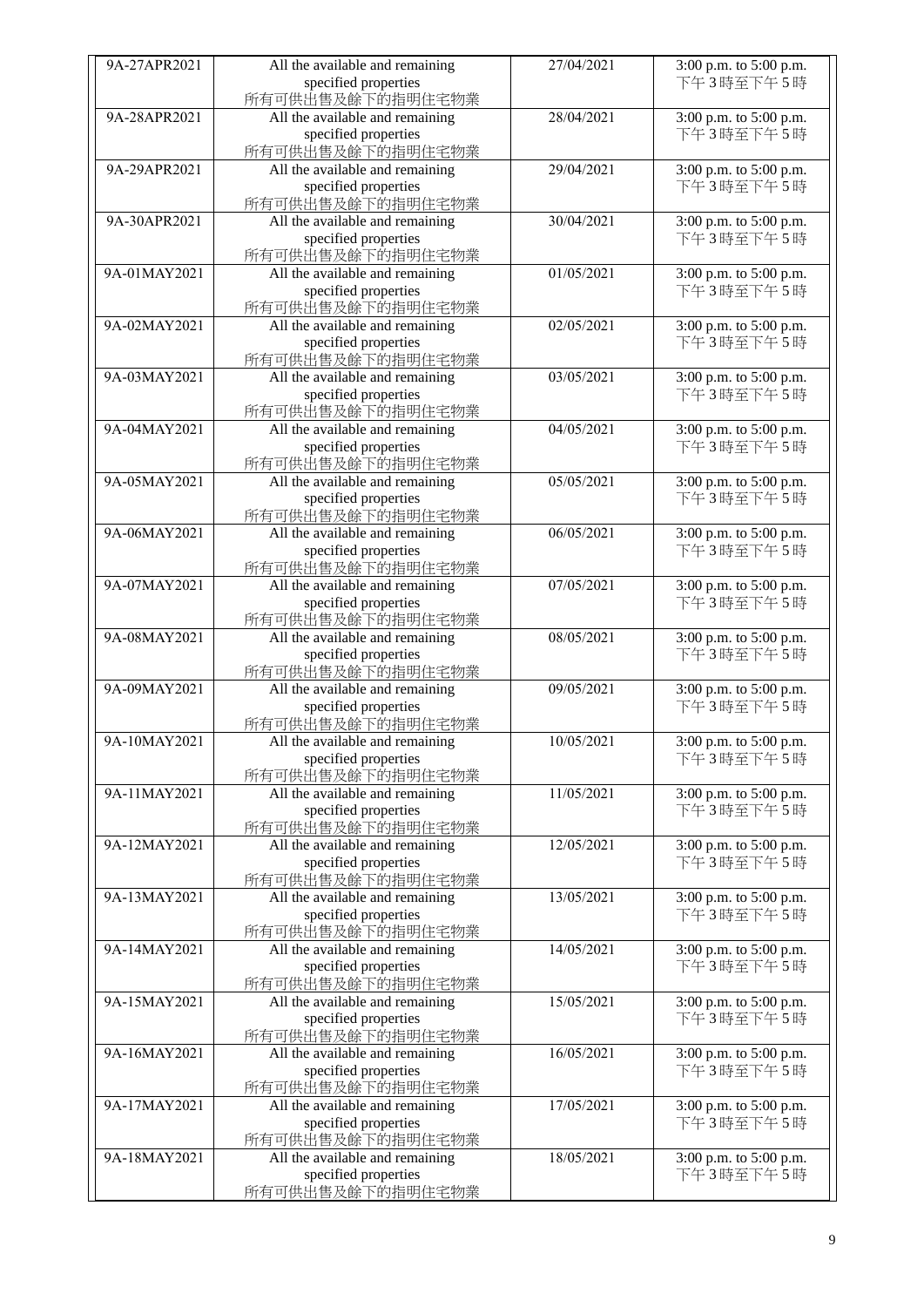| | | | |
|---|---|---|---|
| 9A-27APR2021 | All the available and remaining specified properties 所有可供出售及餘下的指明住宅物業 | 27/04/2021 | 3:00 p.m. to 5:00 p.m. 下午 3 時至下午 5 時 |
| 9A-28APR2021 | All the available and remaining specified properties 所有可供出售及餘下的指明住宅物業 | 28/04/2021 | 3:00 p.m. to 5:00 p.m. 下午 3 時至下午 5 時 |
| 9A-29APR2021 | All the available and remaining specified properties 所有可供出售及餘下的指明住宅物業 | 29/04/2021 | 3:00 p.m. to 5:00 p.m. 下午 3 時至下午 5 時 |
| 9A-30APR2021 | All the available and remaining specified properties 所有可供出售及餘下的指明住宅物業 | 30/04/2021 | 3:00 p.m. to 5:00 p.m. 下午 3 時至下午 5 時 |
| 9A-01MAY2021 | All the available and remaining specified properties 所有可供出售及餘下的指明住宅物業 | 01/05/2021 | 3:00 p.m. to 5:00 p.m. 下午 3 時至下午 5 時 |
| 9A-02MAY2021 | All the available and remaining specified properties 所有可供出售及餘下的指明住宅物業 | 02/05/2021 | 3:00 p.m. to 5:00 p.m. 下午 3 時至下午 5 時 |
| 9A-03MAY2021 | All the available and remaining specified properties 所有可供出售及餘下的指明住宅物業 | 03/05/2021 | 3:00 p.m. to 5:00 p.m. 下午 3 時至下午 5 時 |
| 9A-04MAY2021 | All the available and remaining specified properties 所有可供出售及餘下的指明住宅物業 | 04/05/2021 | 3:00 p.m. to 5:00 p.m. 下午 3 時至下午 5 時 |
| 9A-05MAY2021 | All the available and remaining specified properties 所有可供出售及餘下的指明住宅物業 | 05/05/2021 | 3:00 p.m. to 5:00 p.m. 下午 3 時至下午 5 時 |
| 9A-06MAY2021 | All the available and remaining specified properties 所有可供出售及餘下的指明住宅物業 | 06/05/2021 | 3:00 p.m. to 5:00 p.m. 下午 3 時至下午 5 時 |
| 9A-07MAY2021 | All the available and remaining specified properties 所有可供出售及餘下的指明住宅物業 | 07/05/2021 | 3:00 p.m. to 5:00 p.m. 下午 3 時至下午 5 時 |
| 9A-08MAY2021 | All the available and remaining specified properties 所有可供出售及餘下的指明住宅物業 | 08/05/2021 | 3:00 p.m. to 5:00 p.m. 下午 3 時至下午 5 時 |
| 9A-09MAY2021 | All the available and remaining specified properties 所有可供出售及餘下的指明住宅物業 | 09/05/2021 | 3:00 p.m. to 5:00 p.m. 下午 3 時至下午 5 時 |
| 9A-10MAY2021 | All the available and remaining specified properties 所有可供出售及餘下的指明住宅物業 | 10/05/2021 | 3:00 p.m. to 5:00 p.m. 下午 3 時至下午 5 時 |
| 9A-11MAY2021 | All the available and remaining specified properties 所有可供出售及餘下的指明住宅物業 | 11/05/2021 | 3:00 p.m. to 5:00 p.m. 下午 3 時至下午 5 時 |
| 9A-12MAY2021 | All the available and remaining specified properties 所有可供出售及餘下的指明住宅物業 | 12/05/2021 | 3:00 p.m. to 5:00 p.m. 下午 3 時至下午 5 時 |
| 9A-13MAY2021 | All the available and remaining specified properties 所有可供出售及餘下的指明住宅物業 | 13/05/2021 | 3:00 p.m. to 5:00 p.m. 下午 3 時至下午 5 時 |
| 9A-14MAY2021 | All the available and remaining specified properties 所有可供出售及餘下的指明住宅物業 | 14/05/2021 | 3:00 p.m. to 5:00 p.m. 下午 3 時至下午 5 時 |
| 9A-15MAY2021 | All the available and remaining specified properties 所有可供出售及餘下的指明住宅物業 | 15/05/2021 | 3:00 p.m. to 5:00 p.m. 下午 3 時至下午 5 時 |
| 9A-16MAY2021 | All the available and remaining specified properties 所有可供出售及餘下的指明住宅物業 | 16/05/2021 | 3:00 p.m. to 5:00 p.m. 下午 3 時至下午 5 時 |
| 9A-17MAY2021 | All the available and remaining specified properties 所有可供出售及餘下的指明住宅物業 | 17/05/2021 | 3:00 p.m. to 5:00 p.m. 下午 3 時至下午 5 時 |
| 9A-18MAY2021 | All the available and remaining specified properties 所有可供出售及餘下的指明住宅物業 | 18/05/2021 | 3:00 p.m. to 5:00 p.m. 下午 3 時至下午 5 時 |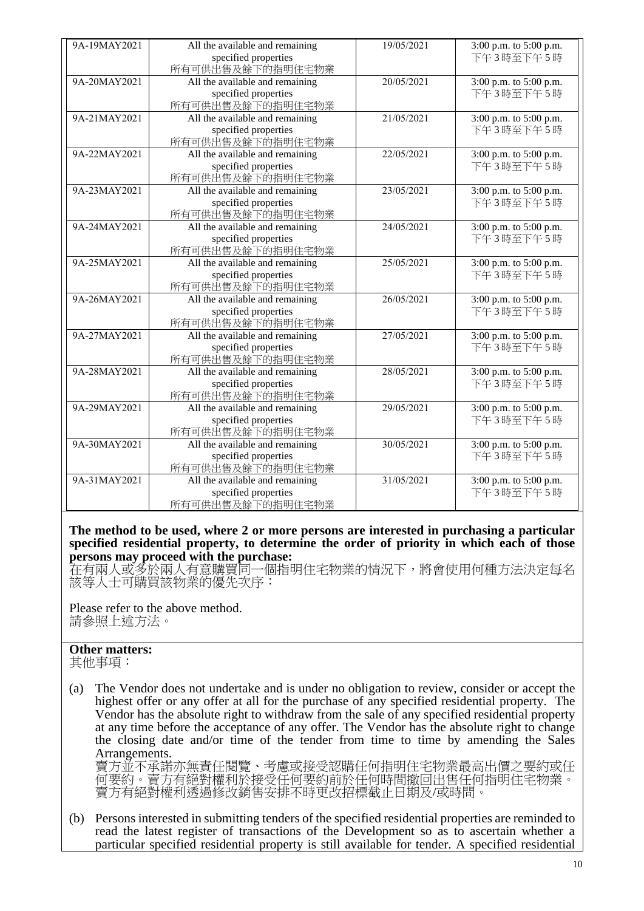| 9A-19MAY2021 | All the available and remaining specified properties 所有可供出售及餘下的指明住宅物業 | 19/05/2021 | 3:00 p.m. to 5:00 p.m. 下午3時至下午5時 |
|---|---|---|---|
| 9A-20MAY2021 | All the available and remaining specified properties 所有可供出售及餘下的指明住宅物業 | 20/05/2021 | 3:00 p.m. to 5:00 p.m. 下午3時至下午5時 |
| 9A-21MAY2021 | All the available and remaining specified properties 所有可供出售及餘下的指明住宅物業 | 21/05/2021 | 3:00 p.m. to 5:00 p.m. 下午3時至下午5時 |
| 9A-22MAY2021 | All the available and remaining specified properties 所有可供出售及餘下的指明住宅物業 | 22/05/2021 | 3:00 p.m. to 5:00 p.m. 下午3時至下午5時 |
| 9A-23MAY2021 | All the available and remaining specified properties 所有可供出售及餘下的指明住宅物業 | 23/05/2021 | 3:00 p.m. to 5:00 p.m. 下午3時至下午5時 |
| 9A-24MAY2021 | All the available and remaining specified properties 所有可供出售及餘下的指明住宅物業 | 24/05/2021 | 3:00 p.m. to 5:00 p.m. 下午3時至下午5時 |
| 9A-25MAY2021 | All the available and remaining specified properties 所有可供出售及餘下的指明住宅物業 | 25/05/2021 | 3:00 p.m. to 5:00 p.m. 下午3時至下午5時 |
| 9A-26MAY2021 | All the available and remaining specified properties 所有可供出售及餘下的指明住宅物業 | 26/05/2021 | 3:00 p.m. to 5:00 p.m. 下午3時至下午5時 |
| 9A-27MAY2021 | All the available and remaining specified properties 所有可供出售及餘下的指明住宅物業 | 27/05/2021 | 3:00 p.m. to 5:00 p.m. 下午3時至下午5時 |
| 9A-28MAY2021 | All the available and remaining specified properties 所有可供出售及餘下的指明住宅物業 | 28/05/2021 | 3:00 p.m. to 5:00 p.m. 下午3時至下午5時 |
| 9A-29MAY2021 | All the available and remaining specified properties 所有可供出售及餘下的指明住宅物業 | 29/05/2021 | 3:00 p.m. to 5:00 p.m. 下午3時至下午5時 |
| 9A-30MAY2021 | All the available and remaining specified properties 所有可供出售及餘下的指明住宅物業 | 30/05/2021 | 3:00 p.m. to 5:00 p.m. 下午3時至下午5時 |
| 9A-31MAY2021 | All the available and remaining specified properties 所有可供出售及餘下的指明住宅物業 | 31/05/2021 | 3:00 p.m. to 5:00 p.m. 下午3時至下午5時 |

**The method to be used, where 2 or more persons are interested in purchasing a particular specified residential property, to determine the order of priority in which each of those persons may proceed with the purchase:**
在有兩人或多於兩人有意購買同一個指明住宅物業的情況下，將會使用何種方法決定每名該等人士可購買該物業的優先次序：

Please refer to the above method.
請參照上述方法。

**Other matters:**
其他事項：

(a) The Vendor does not undertake and is under no obligation to review, consider or accept the highest offer or any offer at all for the purchase of any specified residential property. The Vendor has the absolute right to withdraw from the sale of any specified residential property at any time before the acceptance of any offer. The Vendor has the absolute right to change the closing date and/or time of the tender from time to time by amending the Sales Arrangements.
賣方並不承諾亦無責任閱覽、考慮或接受認購任何指明住宅物業最高出價之要約或任何要約。賣方有絕對權利於接受任何要約前於任何時間撤回出售任何指明住宅物業。賣方有絕對權利透過修改銷售安排不時更改招標截止日期及/或時間。

(b) Persons interested in submitting tenders of the specified residential properties are reminded to read the latest register of transactions of the Development so as to ascertain whether a particular specified residential property is still available for tender. A specified residential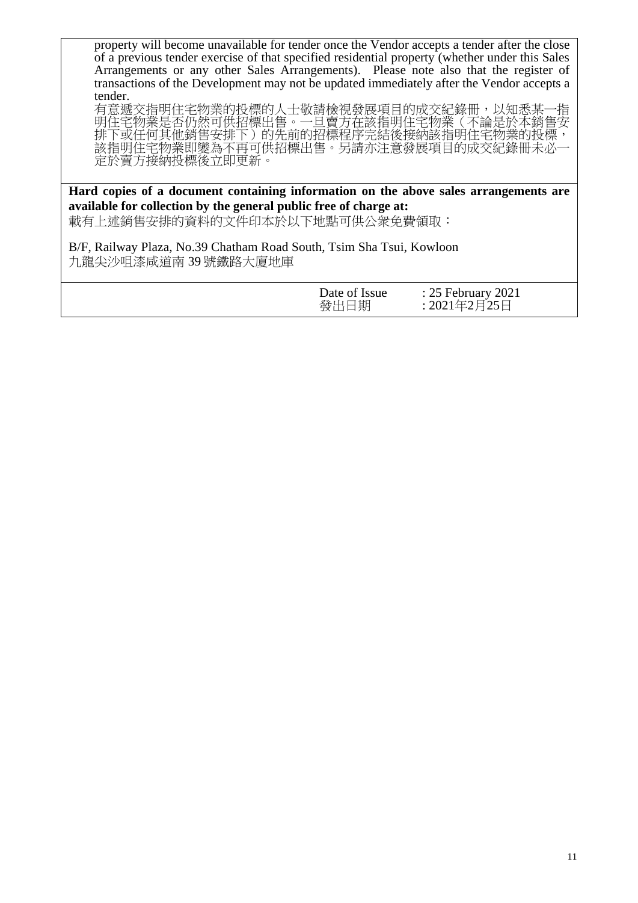property will become unavailable for tender once the Vendor accepts a tender after the close of a previous tender exercise of that specified residential property (whether under this Sales Arrangements or any other Sales Arrangements). Please note also that the register of transactions of the Development may not be updated immediately after the Vendor accepts a tender.

有意遞交指明住宅物業的投標的人士敬請檢視發展項目的成交紀錄冊，以知悉某一指明住宅物業是否仍然可供招標出售。一旦賣方在該指明住宅物業（不論是於本銷售安排下或任何其他銷售安排下）的先前的招標程序完結後接納該指明住宅物業的投標，該指明住宅物業即變為不再可供招標出售。另請亦注意發展項目的成交紀錄冊未必一定於賣方接納投標後立即更新。

**Hard copies of a document containing information on the above sales arrangements are available for collection by the general public free of charge at:**

載有上述銷售安排的資料的文件印本於以下地點可供公衆免費領取：

B/F, Railway Plaza, No.39 Chatham Road South, Tsim Sha Tsui, Kowloon

九龍尖沙咀漆咸道南 39 號鐵路大廈地庫

Date of Issue : 25 February 2021

發出日期 : 2021年2月25日